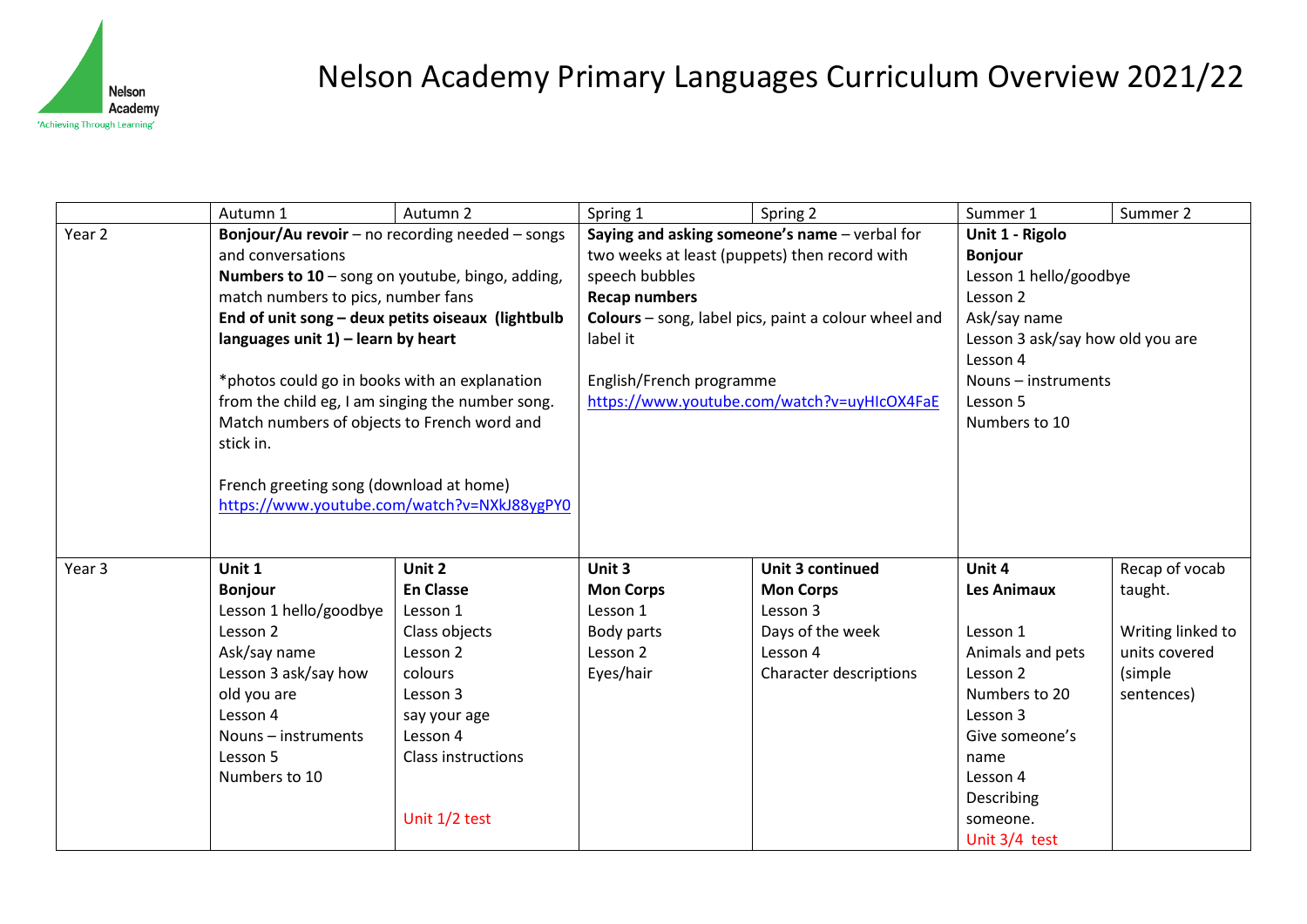# Nelson Academy Primary Languages Curriculum Overview 2021/22

Nelson Academy
'Achieving Through Learning'

| | Autumn 1 | Autumn 2 | Spring 1 | Spring 2 | Summer 1 | Summer 2 |
|---|---|---|---|---|---|---|
| Year 2 | **Bonjour/Au revoir** – no recording needed – songs and conversations<br>**Numbers to 10** – song on youtube, bingo, adding, match numbers to pics, number fans<br>**End of unit song – deux petits oiseaux (lightbulb languages unit 1) – learn by heart**<br><br>*photos could go in books with an explanation from the child eg, I am singing the number song. Match numbers of objects to French word and stick in.<br><br>French greeting song (download at home)<br>https://www.youtube.com/watch?v=NXkJ88ygPY0 | | **Saying and asking someone's name** – verbal for two weeks at least (puppets) then record with speech bubbles<br>**Recap numbers**<br>**Colours** – song, label pics, paint a colour wheel and label it<br><br>English/French programme<br>https://www.youtube.com/watch?v=uyHIcOX4FaE | | **Unit 1 - Rigolo**<br>**Bonjour**<br>Lesson 1 hello/goodbye<br>Lesson 2<br>Ask/say name<br>Lesson 3 ask/say how old you are<br>Lesson 4<br>Nouns – instruments<br>Lesson 5<br>Numbers to 10 | |
| Year 3 | **Unit 1**<br>**Bonjour**<br>Lesson 1 hello/goodbye<br>Lesson 2<br>Ask/say name<br>Lesson 3 ask/say how old you are<br>Lesson 4<br>Nouns – instruments<br>Lesson 5<br>Numbers to 10 | **Unit 2**<br>**En Classe**<br>Lesson 1<br>Class objects<br>Lesson 2<br>colours<br>Lesson 3<br>say your age<br>Lesson 4<br>Class instructions<br><br>Unit 1/2 test | **Unit 3**<br>**Mon Corps**<br>Lesson 1<br>Body parts<br>Lesson 2<br>Eyes/hair | **Unit 3 continued**<br>**Mon Corps**<br>Lesson 3<br>Days of the week<br>Lesson 4<br>Character descriptions | **Unit 4**<br>**Les Animaux**<br><br>Lesson 1<br>Animals and pets<br>Lesson 2<br>Numbers to 20<br>Lesson 3<br>Give someone's name<br>Lesson 4<br>Describing someone.<br>Unit 3/4 test | Recap of vocab taught.<br><br>Writing linked to units covered (simple sentences) |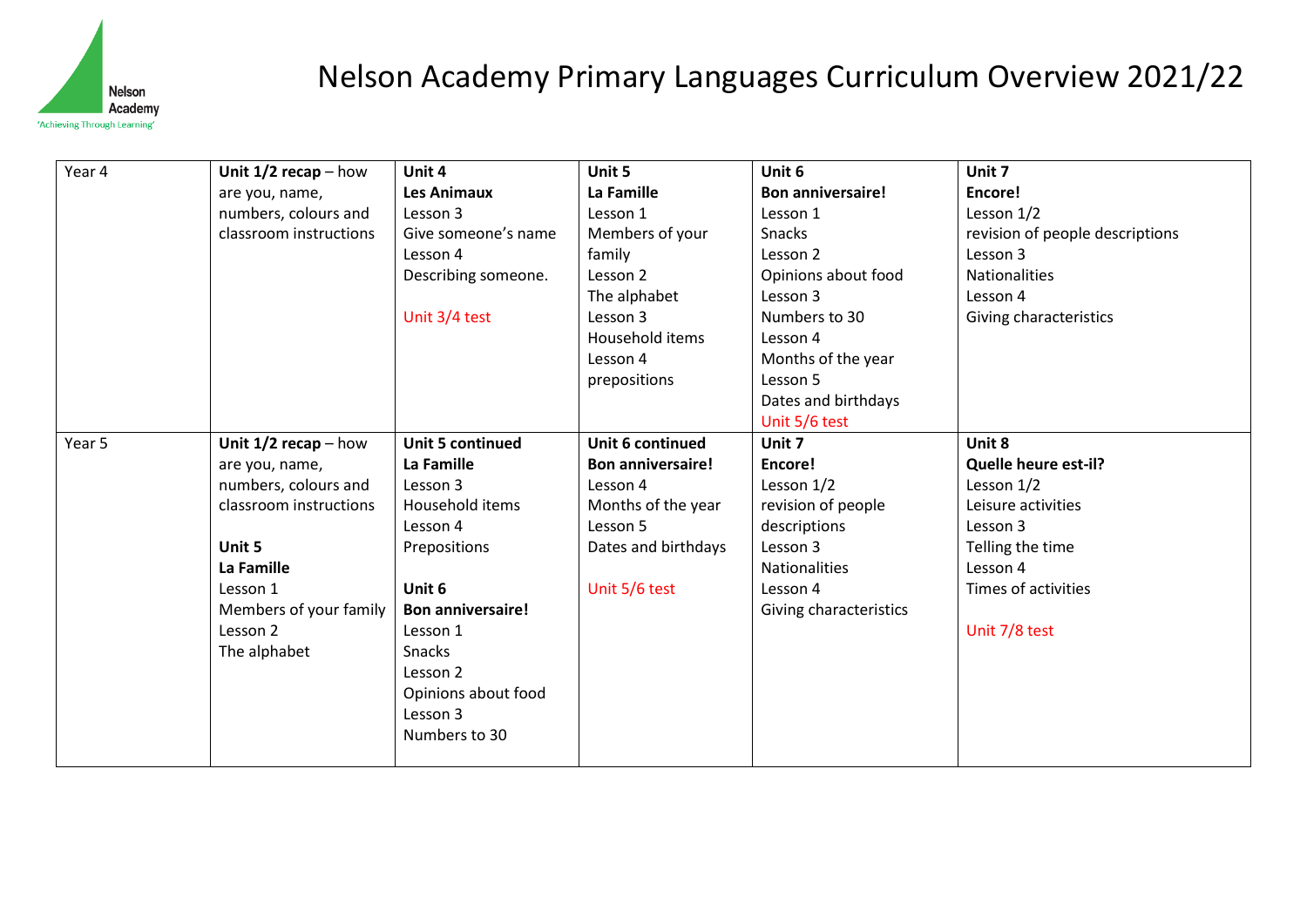# Nelson Academy Primary Languages Curriculum Overview 2021/22

| | | | | | |
|---|---|---|---|---|---|
| Year 4 | **Unit 1/2 recap** – how are you, name, numbers, colours and classroom instructions | **Unit 4**<br>**Les Animaux**<br>Lesson 3<br>Give someone's name<br>Lesson 4<br>Describing someone.<br><br>Unit 3/4 test | **Unit 5**<br>**La Famille**<br>Lesson 1<br>Members of your family<br>Lesson 2<br>The alphabet<br>Lesson 3<br>Household items<br>Lesson 4<br>prepositions | **Unit 6**<br>**Bon anniversaire!**<br>Lesson 1<br>Snacks<br>Lesson 2<br>Opinions about food<br>Lesson 3<br>Numbers to 30<br>Lesson 4<br>Months of the year<br>Lesson 5<br>Dates and birthdays<br>Unit 5/6 test | **Unit 7**<br>**Encore!**<br>Lesson 1/2<br>revision of people descriptions<br>Lesson 3<br>Nationalities<br>Lesson 4<br>Giving characteristics |
| Year 5 | **Unit 1/2 recap** – how are you, name, numbers, colours and classroom instructions<br><br>**Unit 5**<br>**La Famille**<br>Lesson 1<br>Members of your family<br>Lesson 2<br>The alphabet | **Unit 5 continued**<br>**La Famille**<br>Lesson 3<br>Household items<br>Lesson 4<br>Prepositions<br><br>**Unit 6**<br>**Bon anniversaire!**<br>Lesson 1<br>Snacks<br>Lesson 2<br>Opinions about food<br>Lesson 3<br>Numbers to 30 | **Unit 6 continued**<br>**Bon anniversaire!**<br>Lesson 4<br>Months of the year<br>Lesson 5<br>Dates and birthdays<br><br>Unit 5/6 test | **Unit 7**<br>**Encore!**<br>Lesson 1/2<br>revision of people descriptions<br>Lesson 3<br>Nationalities<br>Lesson 4<br>Giving characteristics | **Unit 8**<br>**Quelle heure est-il?**<br>Lesson 1/2<br>Leisure activities<br>Lesson 3<br>Telling the time<br>Lesson 4<br>Times of activities<br><br>Unit 7/8 test |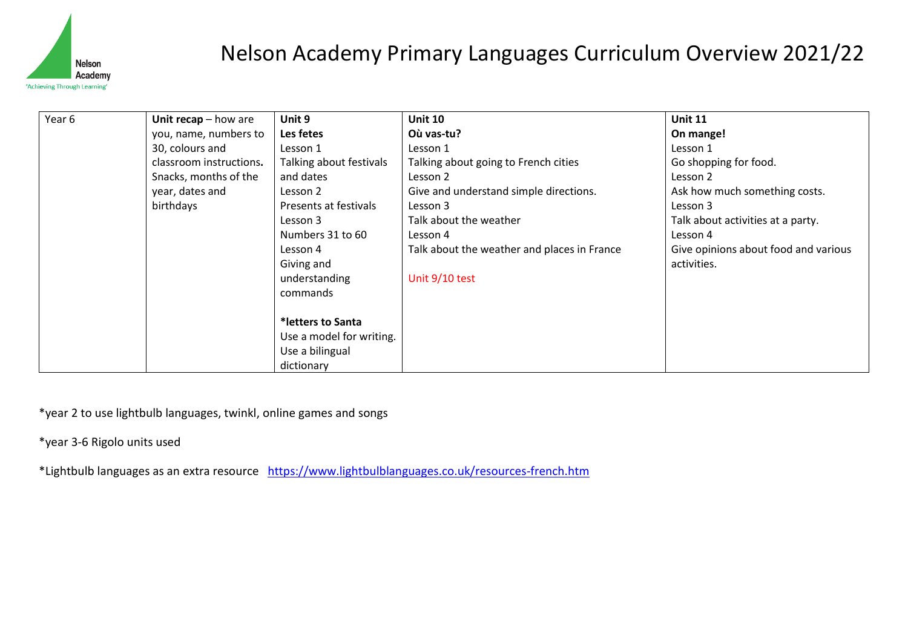Nelson Academy
'Achieving Through Learning'

# Nelson Academy Primary Languages Curriculum Overview 2021/22

| Year 6 | **Unit recap** – how are you, name, numbers to 30, colours and classroom instructions**.** Snacks, months of the year, dates and birthdays | **Unit 9**<br>**Les fetes**<br>Lesson 1<br>Talking about festivals and dates<br>Lesson 2<br>Presents at festivals<br>Lesson 3<br>Numbers 31 to 60<br>Lesson 4<br>Giving and understanding commands<br><br>***letters to Santa**<br>Use a model for writing.<br>Use a bilingual dictionary | **Unit 10**<br>**Où vas-tu?**<br>Lesson 1<br>Talking about going to French cities<br>Lesson 2<br>Give and understand simple directions.<br>Lesson 3<br>Talk about the weather<br>Lesson 4<br>Talk about the weather and places in France<br><br>Unit 9/10 test | **Unit 11**<br>**On mange!**<br>Lesson 1<br>Go shopping for food.<br>Lesson 2<br>Ask how much something costs.<br>Lesson 3<br>Talk about activities at a party.<br>Lesson 4<br>Give opinions about food and various activities. |
|---|---|---|---|---|

*year 2 to use lightbulb languages, twinkl, online games and songs

*year 3-6 Rigolo units used

*Lightbulb languages as an extra resource [https://www.lightbulblanguages.co.uk/resources-french.htm](https://www.lightbulblanguages.co.uk/resources-french.htm)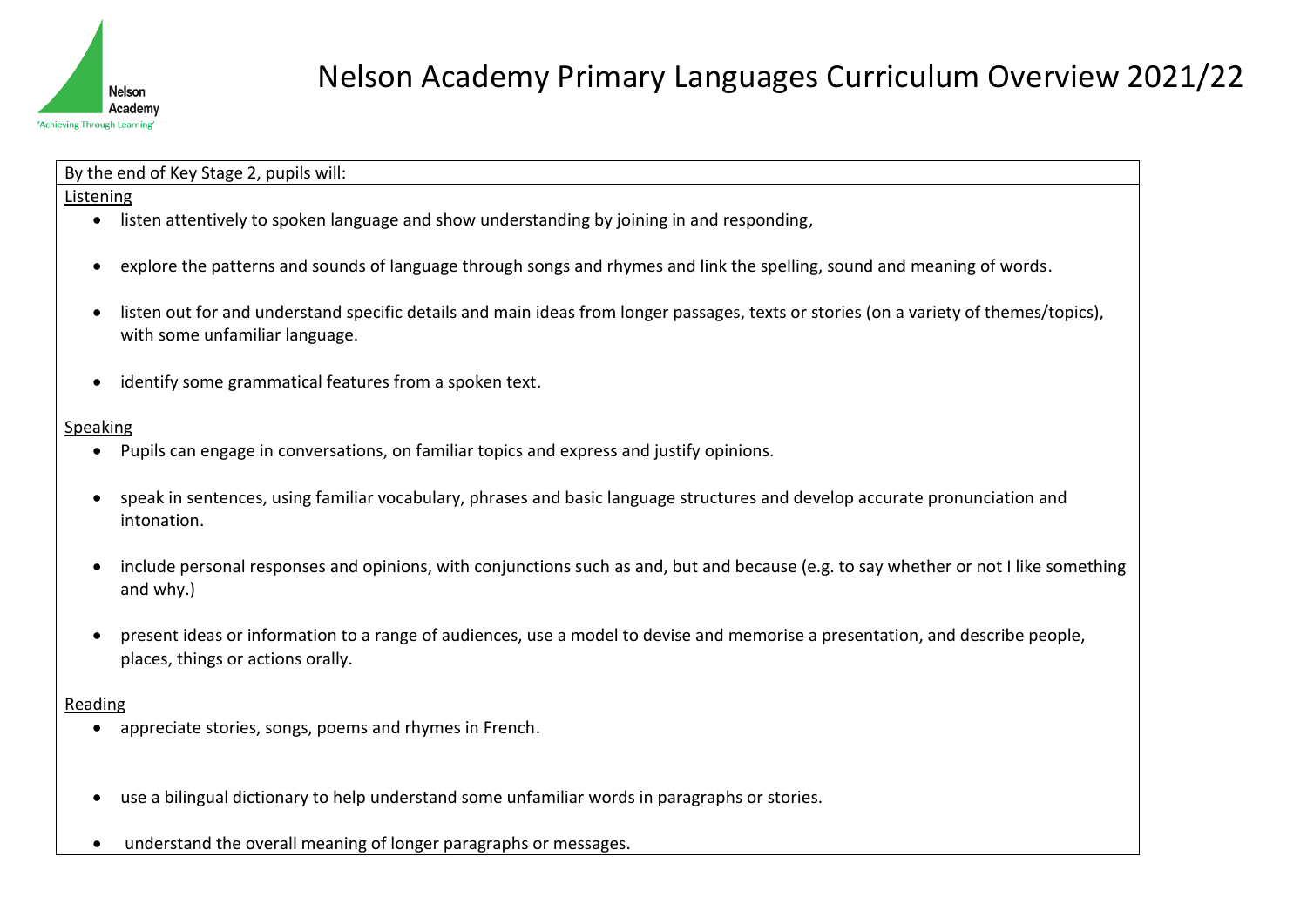# Nelson Academy Primary Languages Curriculum Overview 2021/22

By the end of Key Stage 2, pupils will:

Listening

- listen attentively to spoken language and show understanding by joining in and responding,
- explore the patterns and sounds of language through songs and rhymes and link the spelling, sound and meaning of words.
- listen out for and understand specific details and main ideas from longer passages, texts or stories (on a variety of themes/topics), with some unfamiliar language.
- identify some grammatical features from a spoken text.

Speaking

- Pupils can engage in conversations, on familiar topics and express and justify opinions.
- speak in sentences, using familiar vocabulary, phrases and basic language structures and develop accurate pronunciation and intonation.
- include personal responses and opinions, with conjunctions such as and, but and because (e.g. to say whether or not I like something and why.)
- present ideas or information to a range of audiences, use a model to devise and memorise a presentation, and describe people, places, things or actions orally.

Reading

- appreciate stories, songs, poems and rhymes in French.
- use a bilingual dictionary to help understand some unfamiliar words in paragraphs or stories.
- understand the overall meaning of longer paragraphs or messages.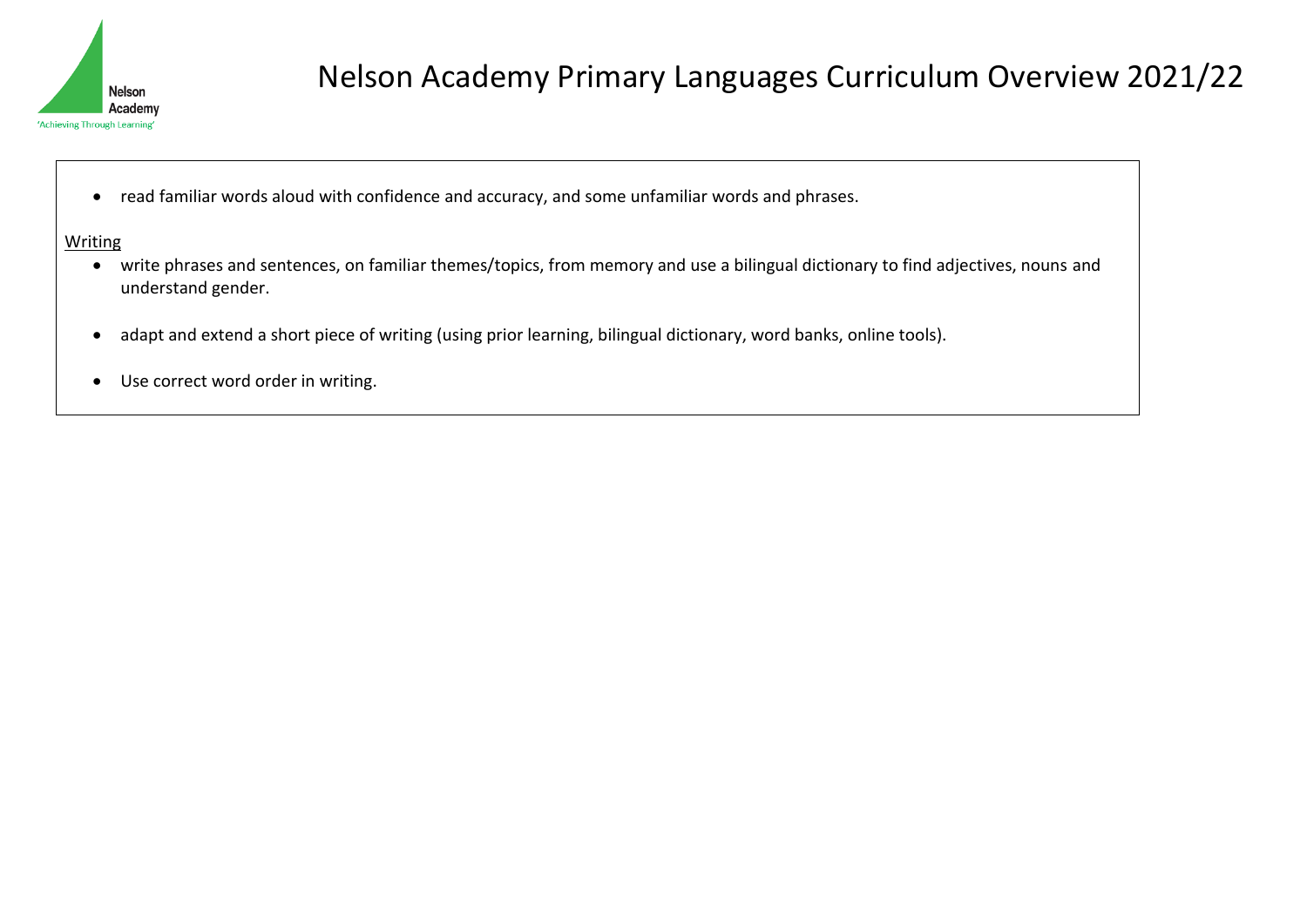- read familiar words aloud with confidence and accuracy, and some unfamiliar words and phrases.

Writing

- write phrases and sentences, on familiar themes/topics, from memory and use a bilingual dictionary to find adjectives, nouns and understand gender.
- adapt and extend a short piece of writing (using prior learning, bilingual dictionary, word banks, online tools).
- Use correct word order in writing.